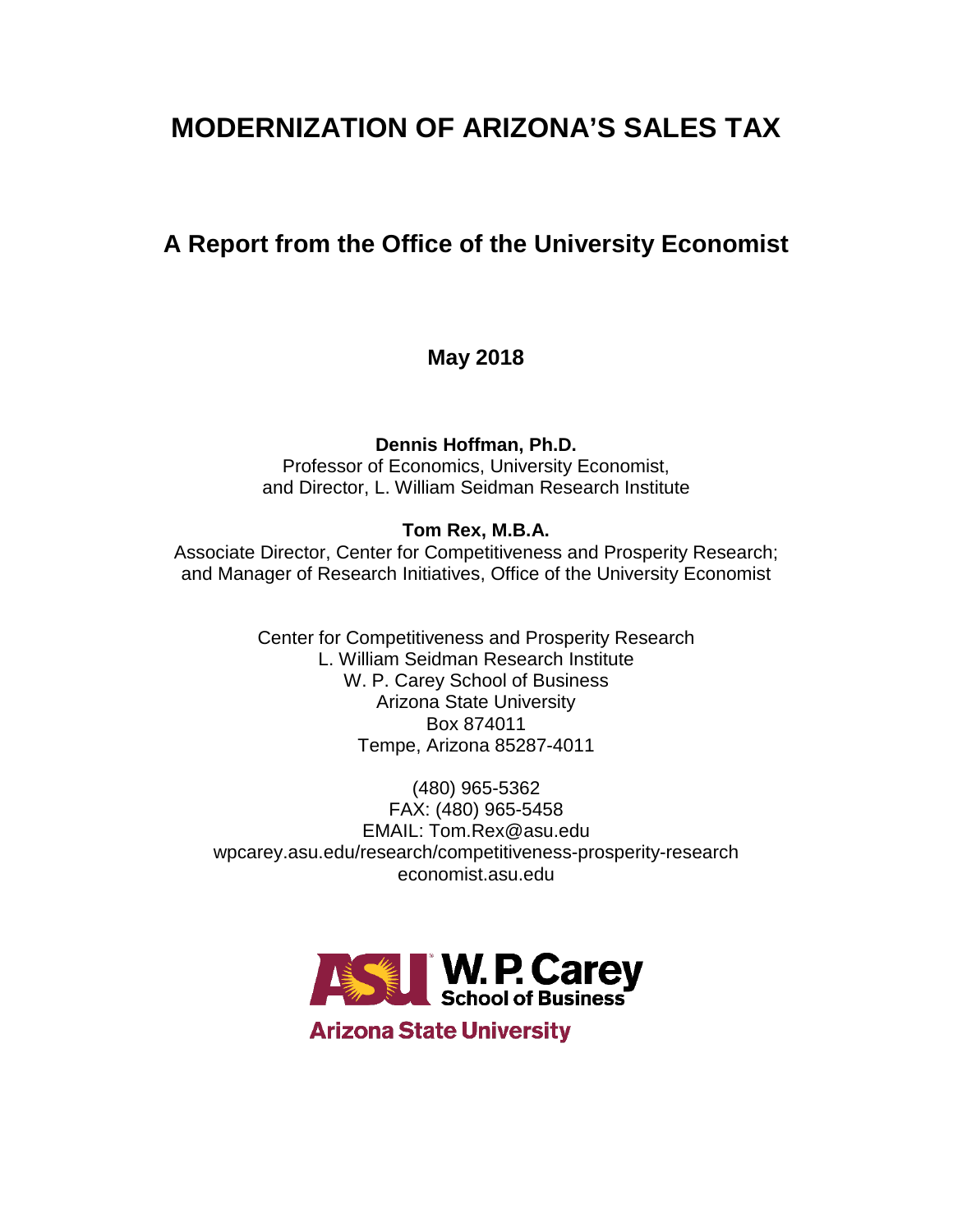# MODERNIZATION OF ARIZONA'S SALES TAX

## A Report from the Office of the University Economist

**May 2018**

**Dennis Hoffman, Ph.D.**
Professor of Economics, University Economist,
and Director, L. William Seidman Research Institute

**Tom Rex, M.B.A.**
Associate Director, Center for Competitiveness and Prosperity Research;
and Manager of Research Initiatives, Office of the University Economist

Center for Competitiveness and Prosperity Research
L. William Seidman Research Institute
W. P. Carey School of Business
Arizona State University
Box 874011
Tempe, Arizona 85287-4011

(480) 965-5362
FAX: (480) 965-5458
EMAIL: Tom.Rex@asu.edu
wpcarey.asu.edu/research/competitiveness-prosperity-research
economist.asu.edu

ASU W. P. Carey School of Business
Arizona State University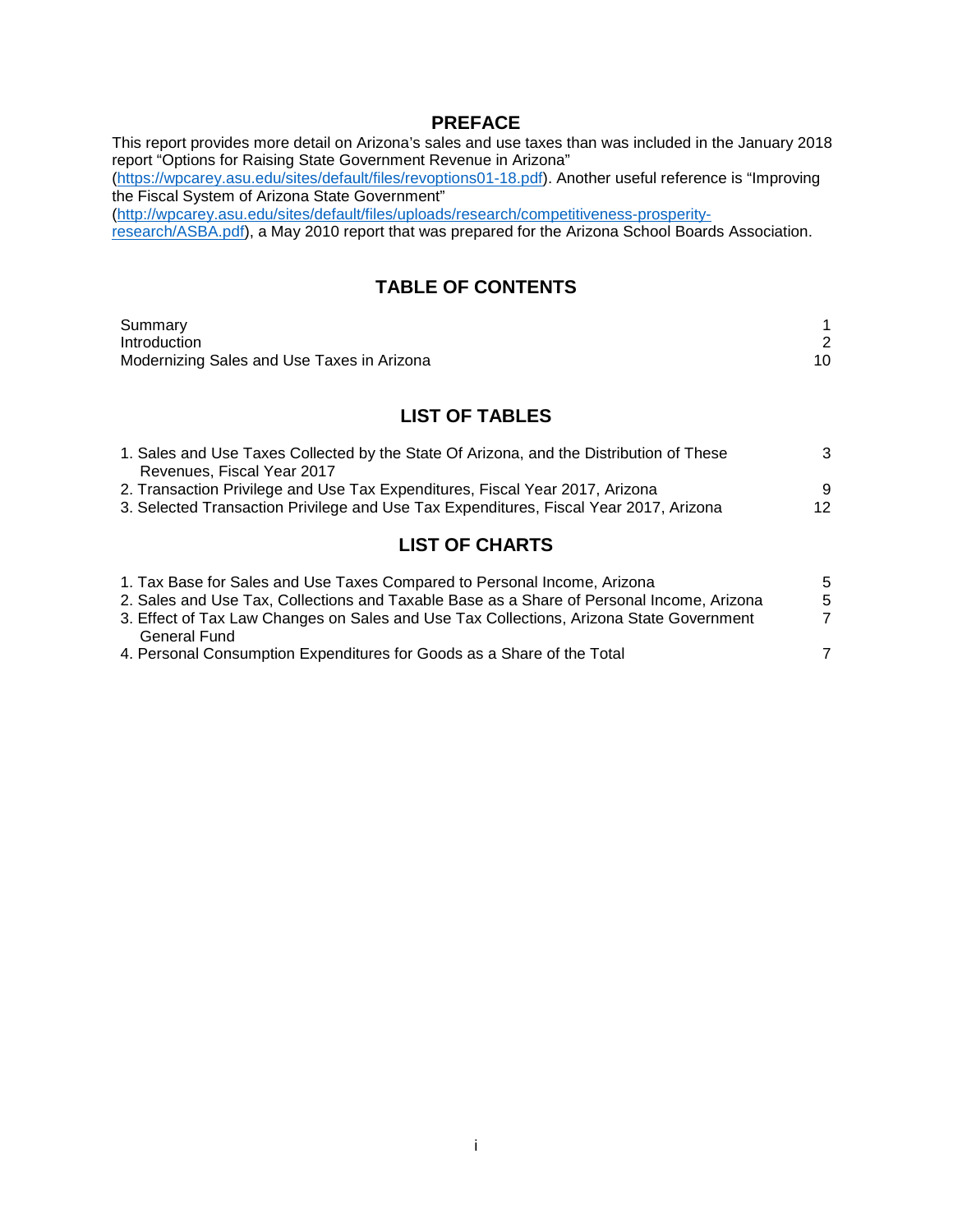## PREFACE

This report provides more detail on Arizona's sales and use taxes than was included in the January 2018 report "Options for Raising State Government Revenue in Arizona" (https://wpcarey.asu.edu/sites/default/files/revoptions01-18.pdf). Another useful reference is "Improving the Fiscal System of Arizona State Government" (http://wpcarey.asu.edu/sites/default/files/uploads/research/competitiveness-prosperity-research/ASBA.pdf), a May 2010 report that was prepared for the Arizona School Boards Association.

## TABLE OF CONTENTS

| | |
|---|---|
| Summary | 1 |
| Introduction | 2 |
| Modernizing Sales and Use Taxes in Arizona | 10 |

## LIST OF TABLES

| | |
|---|---|
| 1. Sales and Use Taxes Collected by the State Of Arizona, and the Distribution of These Revenues, Fiscal Year 2017 | 3 |
| 2. Transaction Privilege and Use Tax Expenditures, Fiscal Year 2017, Arizona | 9 |
| 3. Selected Transaction Privilege and Use Tax Expenditures, Fiscal Year 2017, Arizona | 12 |

## LIST OF CHARTS

| | |
|---|---|
| 1. Tax Base for Sales and Use Taxes Compared to Personal Income, Arizona | 5 |
| 2. Sales and Use Tax, Collections and Taxable Base as a Share of Personal Income, Arizona | 5 |
| 3. Effect of Tax Law Changes on Sales and Use Tax Collections, Arizona State Government General Fund | 7 |
| 4. Personal Consumption Expenditures for Goods as a Share of the Total | 7 |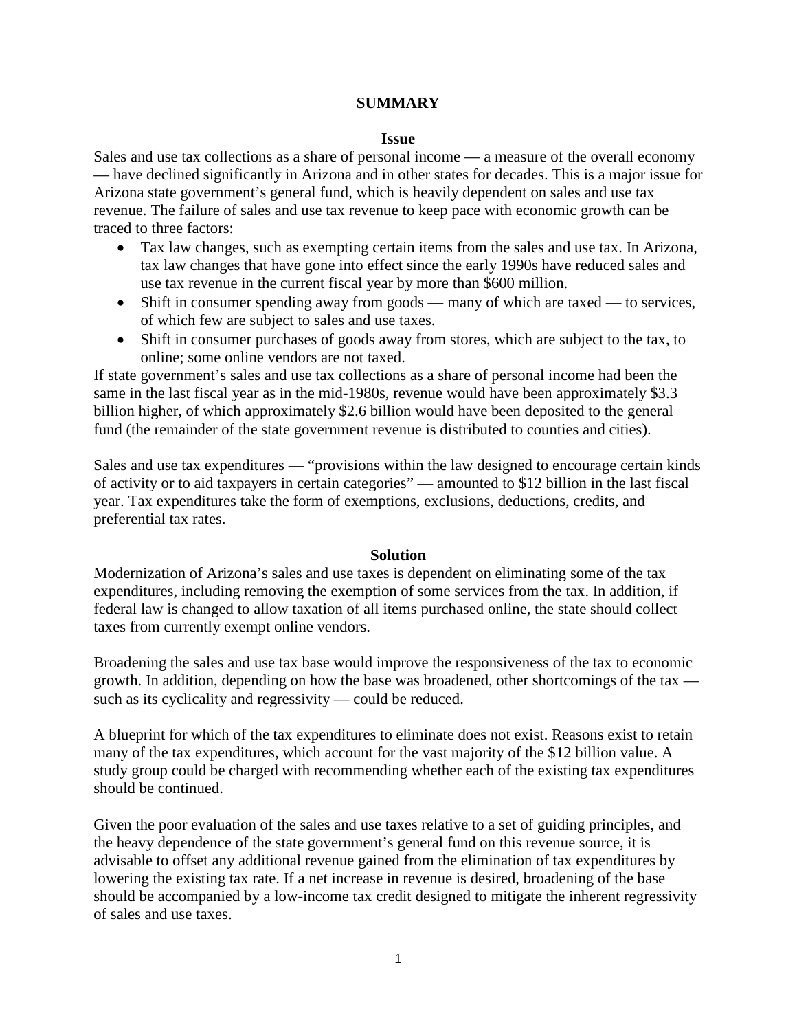# SUMMARY

## Issue

Sales and use tax collections as a share of personal income — a measure of the overall economy — have declined significantly in Arizona and in other states for decades. This is a major issue for Arizona state government's general fund, which is heavily dependent on sales and use tax revenue. The failure of sales and use tax revenue to keep pace with economic growth can be traced to three factors:

- Tax law changes, such as exempting certain items from the sales and use tax. In Arizona, tax law changes that have gone into effect since the early 1990s have reduced sales and use tax revenue in the current fiscal year by more than $600 million.
- Shift in consumer spending away from goods — many of which are taxed — to services, of which few are subject to sales and use taxes.
- Shift in consumer purchases of goods away from stores, which are subject to the tax, to online; some online vendors are not taxed.

If state government's sales and use tax collections as a share of personal income had been the same in the last fiscal year as in the mid-1980s, revenue would have been approximately $3.3 billion higher, of which approximately $2.6 billion would have been deposited to the general fund (the remainder of the state government revenue is distributed to counties and cities).

Sales and use tax expenditures — "provisions within the law designed to encourage certain kinds of activity or to aid taxpayers in certain categories" — amounted to $12 billion in the last fiscal year. Tax expenditures take the form of exemptions, exclusions, deductions, credits, and preferential tax rates.

## Solution

Modernization of Arizona's sales and use taxes is dependent on eliminating some of the tax expenditures, including removing the exemption of some services from the tax. In addition, if federal law is changed to allow taxation of all items purchased online, the state should collect taxes from currently exempt online vendors.

Broadening the sales and use tax base would improve the responsiveness of the tax to economic growth. In addition, depending on how the base was broadened, other shortcomings of the tax — such as its cyclicality and regressivity — could be reduced.

A blueprint for which of the tax expenditures to eliminate does not exist. Reasons exist to retain many of the tax expenditures, which account for the vast majority of the $12 billion value. A study group could be charged with recommending whether each of the existing tax expenditures should be continued.

Given the poor evaluation of the sales and use taxes relative to a set of guiding principles, and the heavy dependence of the state government's general fund on this revenue source, it is advisable to offset any additional revenue gained from the elimination of tax expenditures by lowering the existing tax rate. If a net increase in revenue is desired, broadening of the base should be accompanied by a low-income tax credit designed to mitigate the inherent regressivity of sales and use taxes.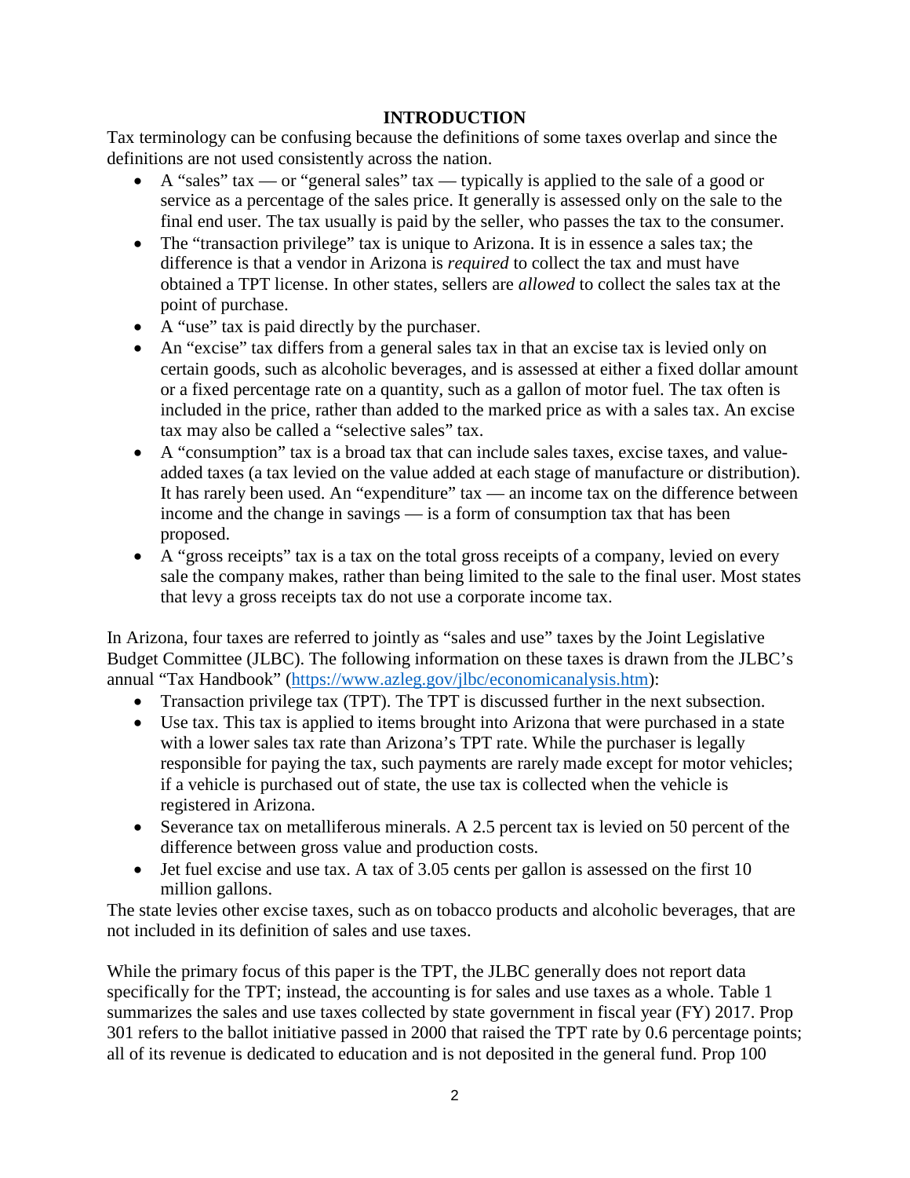## INTRODUCTION

Tax terminology can be confusing because the definitions of some taxes overlap and since the definitions are not used consistently across the nation.

- A "sales" tax — or "general sales" tax — typically is applied to the sale of a good or service as a percentage of the sales price. It generally is assessed only on the sale to the final end user. The tax usually is paid by the seller, who passes the tax to the consumer.
- The "transaction privilege" tax is unique to Arizona. It is in essence a sales tax; the difference is that a vendor in Arizona is *required* to collect the tax and must have obtained a TPT license. In other states, sellers are *allowed* to collect the sales tax at the point of purchase.
- A "use" tax is paid directly by the purchaser.
- An "excise" tax differs from a general sales tax in that an excise tax is levied only on certain goods, such as alcoholic beverages, and is assessed at either a fixed dollar amount or a fixed percentage rate on a quantity, such as a gallon of motor fuel. The tax often is included in the price, rather than added to the marked price as with a sales tax. An excise tax may also be called a "selective sales" tax.
- A "consumption" tax is a broad tax that can include sales taxes, excise taxes, and value-added taxes (a tax levied on the value added at each stage of manufacture or distribution). It has rarely been used. An "expenditure" tax — an income tax on the difference between income and the change in savings — is a form of consumption tax that has been proposed.
- A "gross receipts" tax is a tax on the total gross receipts of a company, levied on every sale the company makes, rather than being limited to the sale to the final user. Most states that levy a gross receipts tax do not use a corporate income tax.

In Arizona, four taxes are referred to jointly as "sales and use" taxes by the Joint Legislative Budget Committee (JLBC). The following information on these taxes is drawn from the JLBC's annual "Tax Handbook" (https://www.azleg.gov/jlbc/economicanalysis.htm):

- Transaction privilege tax (TPT). The TPT is discussed further in the next subsection.
- Use tax. This tax is applied to items brought into Arizona that were purchased in a state with a lower sales tax rate than Arizona's TPT rate. While the purchaser is legally responsible for paying the tax, such payments are rarely made except for motor vehicles; if a vehicle is purchased out of state, the use tax is collected when the vehicle is registered in Arizona.
- Severance tax on metalliferous minerals. A 2.5 percent tax is levied on 50 percent of the difference between gross value and production costs.
- Jet fuel excise and use tax. A tax of 3.05 cents per gallon is assessed on the first 10 million gallons.

The state levies other excise taxes, such as on tobacco products and alcoholic beverages, that are not included in its definition of sales and use taxes.

While the primary focus of this paper is the TPT, the JLBC generally does not report data specifically for the TPT; instead, the accounting is for sales and use taxes as a whole. Table 1 summarizes the sales and use taxes collected by state government in fiscal year (FY) 2017. Prop 301 refers to the ballot initiative passed in 2000 that raised the TPT rate by 0.6 percentage points; all of its revenue is dedicated to education and is not deposited in the general fund. Prop 100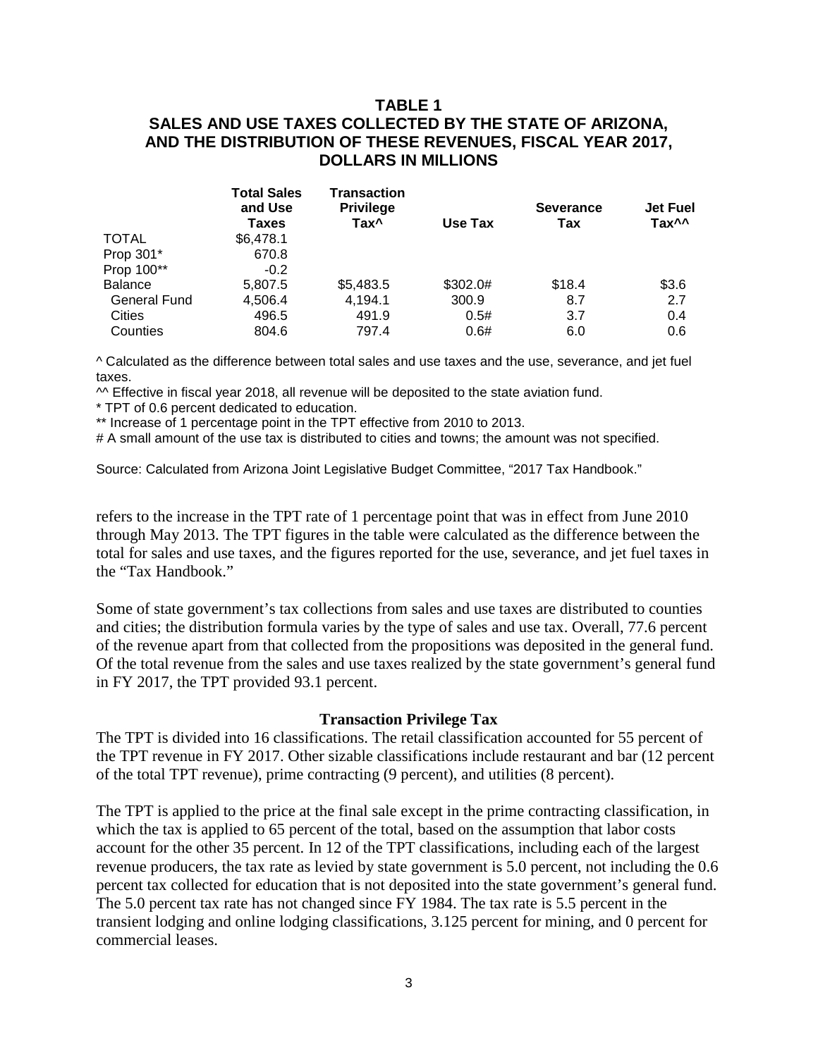**TABLE 1**
**SALES AND USE TAXES COLLECTED BY THE STATE OF ARIZONA, AND THE DISTRIBUTION OF THESE REVENUES, FISCAL YEAR 2017, DOLLARS IN MILLIONS**

| | Total Sales and Use Taxes | Transaction Privilege Tax^ | Use Tax | Severance Tax | Jet Fuel Tax^^ |
|---|---|---|---|---|---|
| TOTAL | $6,478.1 | | | | |
| Prop 301* | 670.8 | | | | |
| Prop 100** | -0.2 | | | | |
| Balance | 5,807.5 | $5,483.5 | $302.0# | $18.4 | $3.6 |
| General Fund | 4,506.4 | 4,194.1 | 300.9 | 8.7 | 2.7 |
| Cities | 496.5 | 491.9 | 0.5# | 3.7 | 0.4 |
| Counties | 804.6 | 797.4 | 0.6# | 6.0 | 0.6 |

^ Calculated as the difference between total sales and use taxes and the use, severance, and jet fuel taxes.

^^ Effective in fiscal year 2018, all revenue will be deposited to the state aviation fund.

* TPT of 0.6 percent dedicated to education.

** Increase of 1 percentage point in the TPT effective from 2010 to 2013.

# A small amount of the use tax is distributed to cities and towns; the amount was not specified.

Source: Calculated from Arizona Joint Legislative Budget Committee, "2017 Tax Handbook."

refers to the increase in the TPT rate of 1 percentage point that was in effect from June 2010 through May 2013. The TPT figures in the table were calculated as the difference between the total for sales and use taxes, and the figures reported for the use, severance, and jet fuel taxes in the "Tax Handbook."

Some of state government's tax collections from sales and use taxes are distributed to counties and cities; the distribution formula varies by the type of sales and use tax. Overall, 77.6 percent of the revenue apart from that collected from the propositions was deposited in the general fund. Of the total revenue from the sales and use taxes realized by the state government's general fund in FY 2017, the TPT provided 93.1 percent.

### Transaction Privilege Tax

The TPT is divided into 16 classifications. The retail classification accounted for 55 percent of the TPT revenue in FY 2017. Other sizable classifications include restaurant and bar (12 percent of the total TPT revenue), prime contracting (9 percent), and utilities (8 percent).

The TPT is applied to the price at the final sale except in the prime contracting classification, in which the tax is applied to 65 percent of the total, based on the assumption that labor costs account for the other 35 percent. In 12 of the TPT classifications, including each of the largest revenue producers, the tax rate as levied by state government is 5.0 percent, not including the 0.6 percent tax collected for education that is not deposited into the state government's general fund. The 5.0 percent tax rate has not changed since FY 1984. The tax rate is 5.5 percent in the transient lodging and online lodging classifications, 3.125 percent for mining, and 0 percent for commercial leases.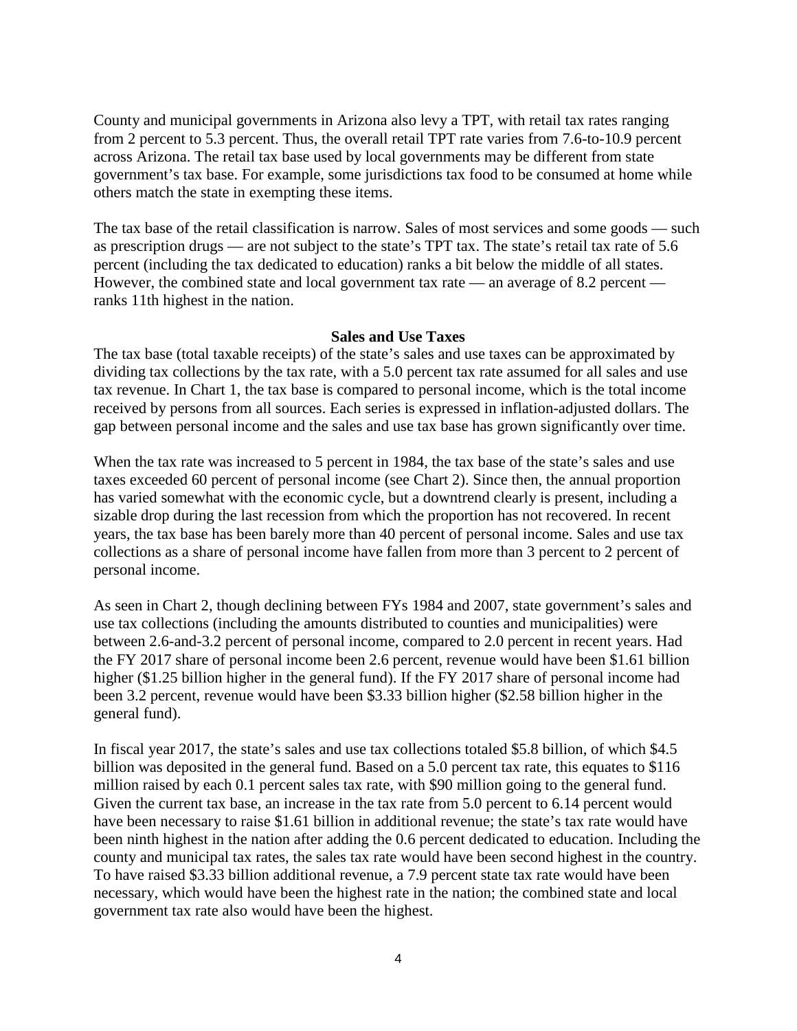County and municipal governments in Arizona also levy a TPT, with retail tax rates ranging from 2 percent to 5.3 percent. Thus, the overall retail TPT rate varies from 7.6-to-10.9 percent across Arizona. The retail tax base used by local governments may be different from state government's tax base. For example, some jurisdictions tax food to be consumed at home while others match the state in exempting these items.

The tax base of the retail classification is narrow. Sales of most services and some goods — such as prescription drugs — are not subject to the state's TPT tax. The state's retail tax rate of 5.6 percent (including the tax dedicated to education) ranks a bit below the middle of all states. However, the combined state and local government tax rate — an average of 8.2 percent — ranks 11th highest in the nation.

### Sales and Use Taxes

The tax base (total taxable receipts) of the state's sales and use taxes can be approximated by dividing tax collections by the tax rate, with a 5.0 percent tax rate assumed for all sales and use tax revenue. In Chart 1, the tax base is compared to personal income, which is the total income received by persons from all sources. Each series is expressed in inflation-adjusted dollars. The gap between personal income and the sales and use tax base has grown significantly over time.

When the tax rate was increased to 5 percent in 1984, the tax base of the state's sales and use taxes exceeded 60 percent of personal income (see Chart 2). Since then, the annual proportion has varied somewhat with the economic cycle, but a downtrend clearly is present, including a sizable drop during the last recession from which the proportion has not recovered. In recent years, the tax base has been barely more than 40 percent of personal income. Sales and use tax collections as a share of personal income have fallen from more than 3 percent to 2 percent of personal income.

As seen in Chart 2, though declining between FYs 1984 and 2007, state government's sales and use tax collections (including the amounts distributed to counties and municipalities) were between 2.6-and-3.2 percent of personal income, compared to 2.0 percent in recent years. Had the FY 2017 share of personal income been 2.6 percent, revenue would have been $1.61 billion higher ($1.25 billion higher in the general fund). If the FY 2017 share of personal income had been 3.2 percent, revenue would have been $3.33 billion higher ($2.58 billion higher in the general fund).

In fiscal year 2017, the state's sales and use tax collections totaled $5.8 billion, of which $4.5 billion was deposited in the general fund. Based on a 5.0 percent tax rate, this equates to $116 million raised by each 0.1 percent sales tax rate, with $90 million going to the general fund. Given the current tax base, an increase in the tax rate from 5.0 percent to 6.14 percent would have been necessary to raise $1.61 billion in additional revenue; the state's tax rate would have been ninth highest in the nation after adding the 0.6 percent dedicated to education. Including the county and municipal tax rates, the sales tax rate would have been second highest in the country. To have raised $3.33 billion additional revenue, a 7.9 percent state tax rate would have been necessary, which would have been the highest rate in the nation; the combined state and local government tax rate also would have been the highest.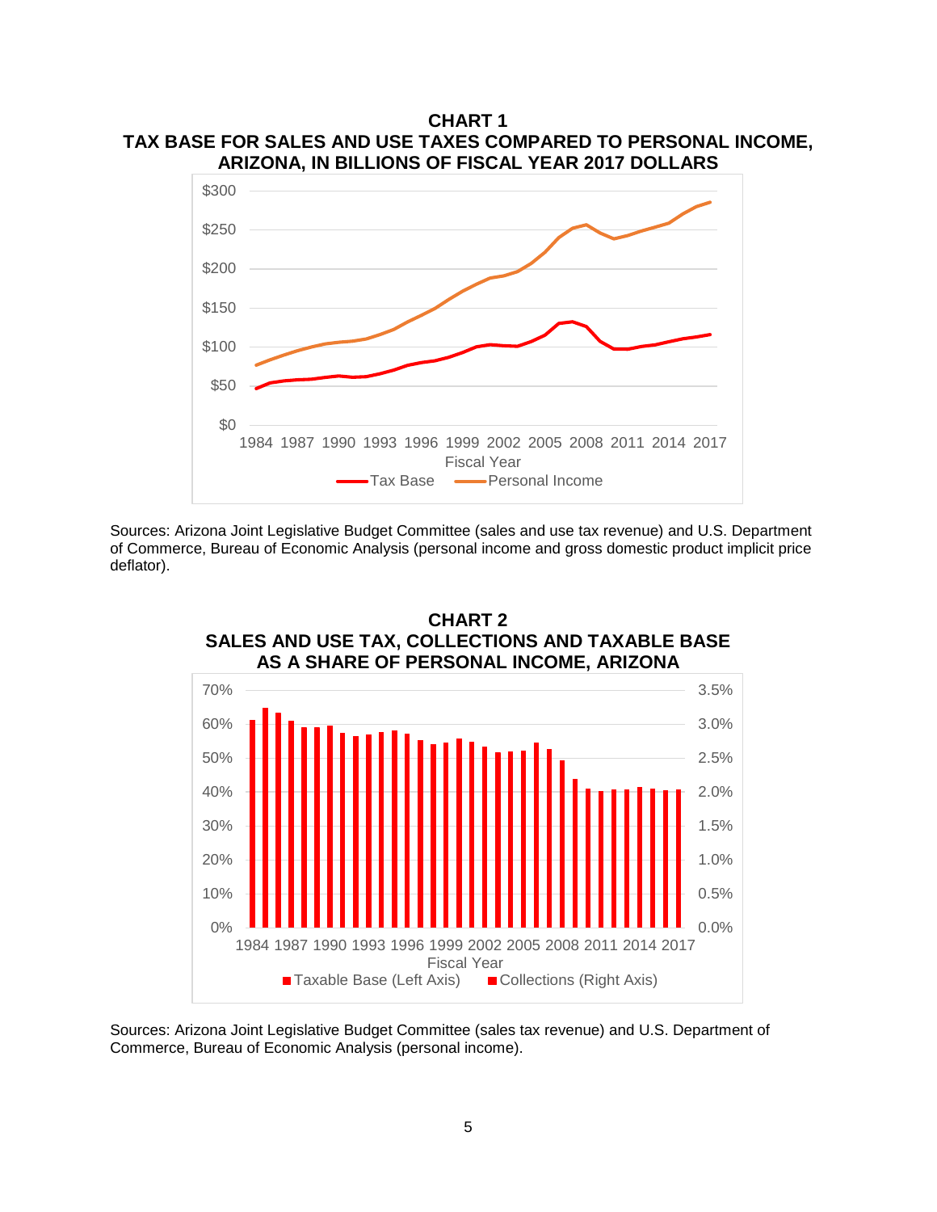**CHART 1**
**TAX BASE FOR SALES AND USE TAXES COMPARED TO PERSONAL INCOME, ARIZONA, IN BILLIONS OF FISCAL YEAR 2017 DOLLARS**

Sources: Arizona Joint Legislative Budget Committee (sales and use tax revenue) and U.S. Department of Commerce, Bureau of Economic Analysis (personal income and gross domestic product implicit price deflator).

**CHART 2**
**SALES AND USE TAX, COLLECTIONS AND TAXABLE BASE AS A SHARE OF PERSONAL INCOME, ARIZONA**

Sources: Arizona Joint Legislative Budget Committee (sales tax revenue) and U.S. Department of Commerce, Bureau of Economic Analysis (personal income).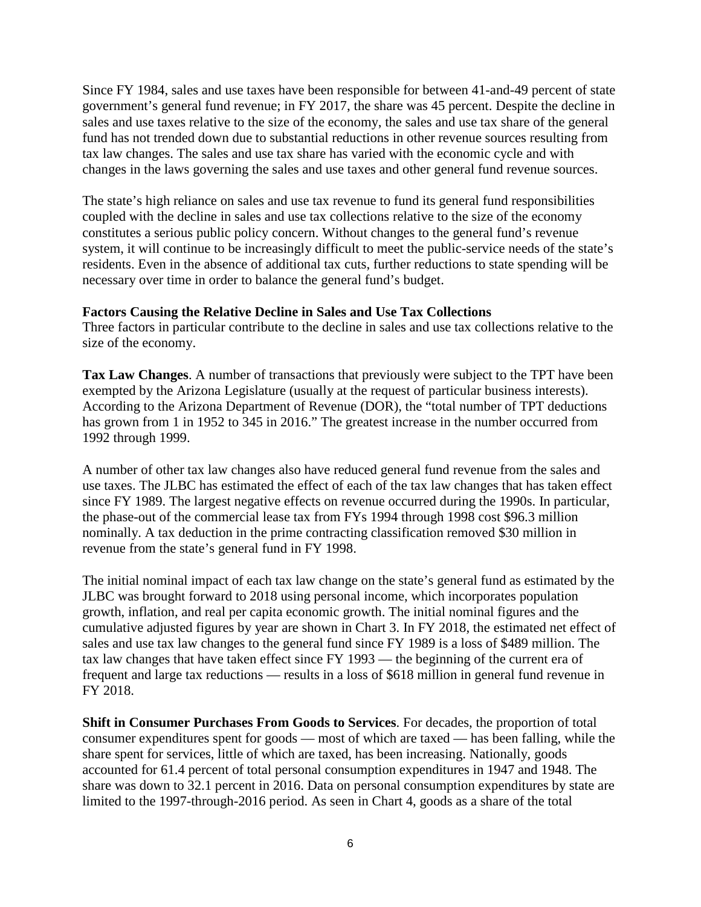Since FY 1984, sales and use taxes have been responsible for between 41-and-49 percent of state government's general fund revenue; in FY 2017, the share was 45 percent. Despite the decline in sales and use taxes relative to the size of the economy, the sales and use tax share of the general fund has not trended down due to substantial reductions in other revenue sources resulting from tax law changes. The sales and use tax share has varied with the economic cycle and with changes in the laws governing the sales and use taxes and other general fund revenue sources.

The state's high reliance on sales and use tax revenue to fund its general fund responsibilities coupled with the decline in sales and use tax collections relative to the size of the economy constitutes a serious public policy concern. Without changes to the general fund's revenue system, it will continue to be increasingly difficult to meet the public-service needs of the state's residents. Even in the absence of additional tax cuts, further reductions to state spending will be necessary over time in order to balance the general fund's budget.

**Factors Causing the Relative Decline in Sales and Use Tax Collections**

Three factors in particular contribute to the decline in sales and use tax collections relative to the size of the economy.

**Tax Law Changes**. A number of transactions that previously were subject to the TPT have been exempted by the Arizona Legislature (usually at the request of particular business interests). According to the Arizona Department of Revenue (DOR), the "total number of TPT deductions has grown from 1 in 1952 to 345 in 2016." The greatest increase in the number occurred from 1992 through 1999.

A number of other tax law changes also have reduced general fund revenue from the sales and use taxes. The JLBC has estimated the effect of each of the tax law changes that has taken effect since FY 1989. The largest negative effects on revenue occurred during the 1990s. In particular, the phase-out of the commercial lease tax from FYs 1994 through 1998 cost \$96.3 million nominally. A tax deduction in the prime contracting classification removed \$30 million in revenue from the state's general fund in FY 1998.

The initial nominal impact of each tax law change on the state's general fund as estimated by the JLBC was brought forward to 2018 using personal income, which incorporates population growth, inflation, and real per capita economic growth. The initial nominal figures and the cumulative adjusted figures by year are shown in Chart 3. In FY 2018, the estimated net effect of sales and use tax law changes to the general fund since FY 1989 is a loss of \$489 million. The tax law changes that have taken effect since FY 1993 — the beginning of the current era of frequent and large tax reductions — results in a loss of \$618 million in general fund revenue in FY 2018.

**Shift in Consumer Purchases From Goods to Services**. For decades, the proportion of total consumer expenditures spent for goods — most of which are taxed — has been falling, while the share spent for services, little of which are taxed, has been increasing. Nationally, goods accounted for 61.4 percent of total personal consumption expenditures in 1947 and 1948. The share was down to 32.1 percent in 2016. Data on personal consumption expenditures by state are limited to the 1997-through-2016 period. As seen in Chart 4, goods as a share of the total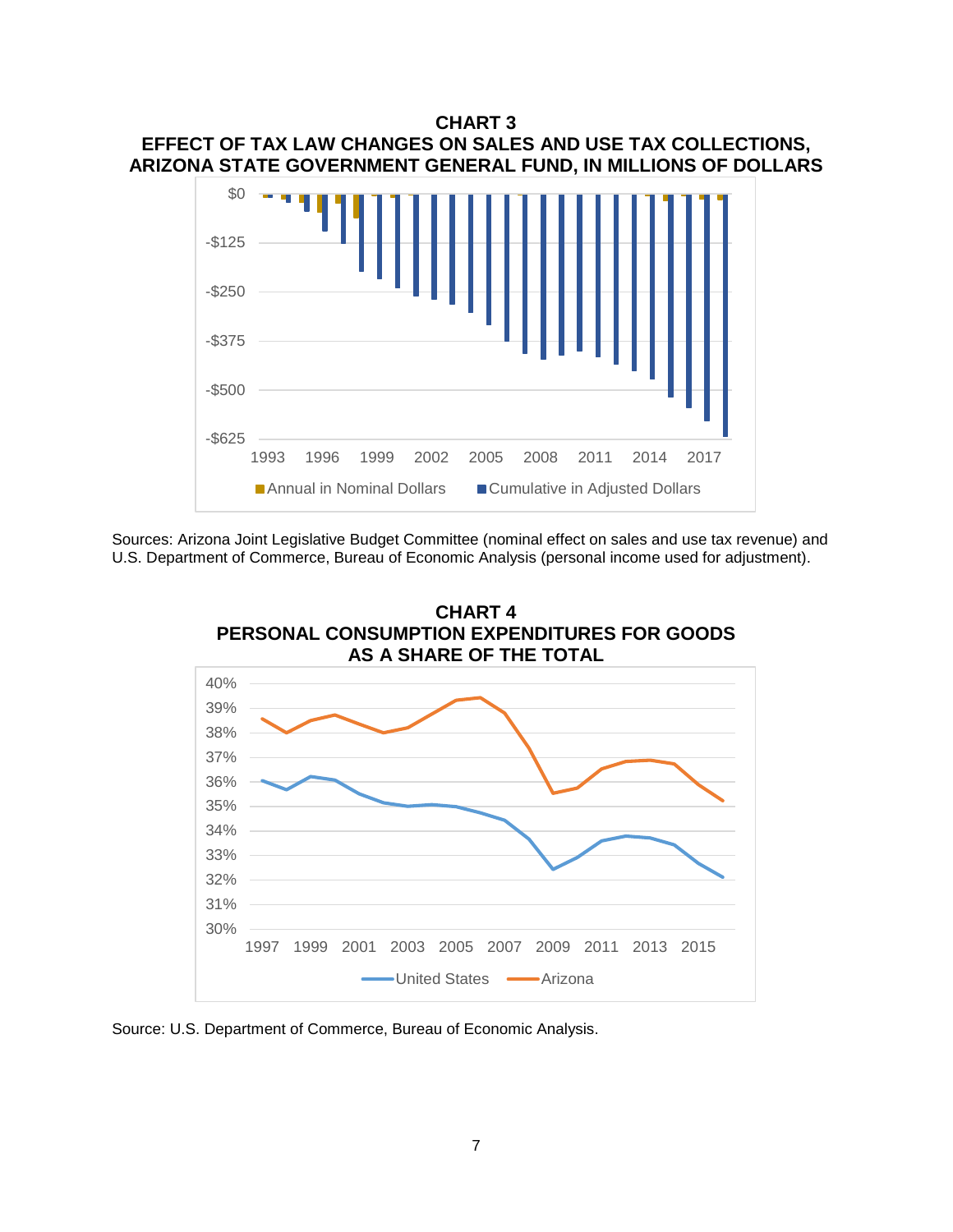**CHART 3**
**EFFECT OF TAX LAW CHANGES ON SALES AND USE TAX COLLECTIONS, ARIZONA STATE GOVERNMENT GENERAL FUND, IN MILLIONS OF DOLLARS**

Sources: Arizona Joint Legislative Budget Committee (nominal effect on sales and use tax revenue) and U.S. Department of Commerce, Bureau of Economic Analysis (personal income used for adjustment).

**CHART 4**
**PERSONAL CONSUMPTION EXPENDITURES FOR GOODS AS A SHARE OF THE TOTAL**

Source: U.S. Department of Commerce, Bureau of Economic Analysis.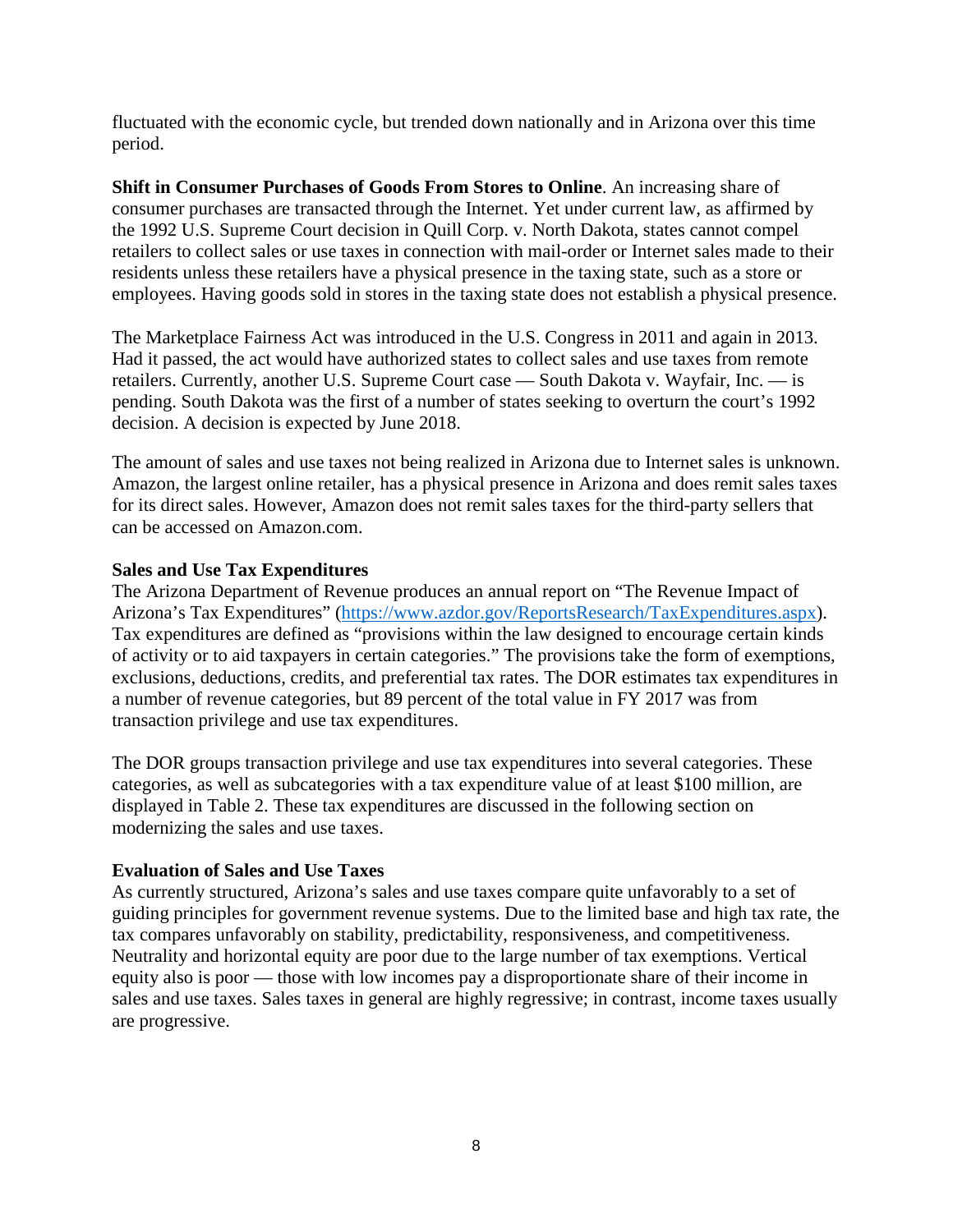fluctuated with the economic cycle, but trended down nationally and in Arizona over this time period.

**Shift in Consumer Purchases of Goods From Stores to Online**. An increasing share of consumer purchases are transacted through the Internet. Yet under current law, as affirmed by the 1992 U.S. Supreme Court decision in Quill Corp. v. North Dakota, states cannot compel retailers to collect sales or use taxes in connection with mail-order or Internet sales made to their residents unless these retailers have a physical presence in the taxing state, such as a store or employees. Having goods sold in stores in the taxing state does not establish a physical presence.

The Marketplace Fairness Act was introduced in the U.S. Congress in 2011 and again in 2013. Had it passed, the act would have authorized states to collect sales and use taxes from remote retailers. Currently, another U.S. Supreme Court case — South Dakota v. Wayfair, Inc. — is pending. South Dakota was the first of a number of states seeking to overturn the court's 1992 decision. A decision is expected by June 2018.

The amount of sales and use taxes not being realized in Arizona due to Internet sales is unknown. Amazon, the largest online retailer, has a physical presence in Arizona and does remit sales taxes for its direct sales. However, Amazon does not remit sales taxes for the third-party sellers that can be accessed on Amazon.com.

**Sales and Use Tax Expenditures**

The Arizona Department of Revenue produces an annual report on "The Revenue Impact of Arizona's Tax Expenditures" (https://www.azdor.gov/ReportsResearch/TaxExpenditures.aspx). Tax expenditures are defined as "provisions within the law designed to encourage certain kinds of activity or to aid taxpayers in certain categories." The provisions take the form of exemptions, exclusions, deductions, credits, and preferential tax rates. The DOR estimates tax expenditures in a number of revenue categories, but 89 percent of the total value in FY 2017 was from transaction privilege and use tax expenditures.

The DOR groups transaction privilege and use tax expenditures into several categories. These categories, as well as subcategories with a tax expenditure value of at least $100 million, are displayed in Table 2. These tax expenditures are discussed in the following section on modernizing the sales and use taxes.

**Evaluation of Sales and Use Taxes**

As currently structured, Arizona's sales and use taxes compare quite unfavorably to a set of guiding principles for government revenue systems. Due to the limited base and high tax rate, the tax compares unfavorably on stability, predictability, responsiveness, and competitiveness. Neutrality and horizontal equity are poor due to the large number of tax exemptions. Vertical equity also is poor — those with low incomes pay a disproportionate share of their income in sales and use taxes. Sales taxes in general are highly regressive; in contrast, income taxes usually are progressive.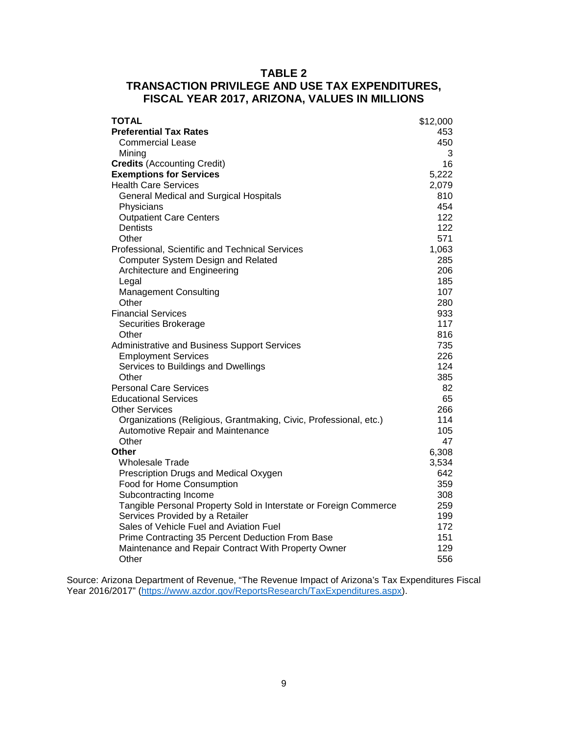### TABLE 2
### TRANSACTION PRIVILEGE AND USE TAX EXPENDITURES, FISCAL YEAR 2017, ARIZONA, VALUES IN MILLIONS

| | |
|---|---|
| **TOTAL** | $12,000 |
| **Preferential Tax Rates** | 453 |
| Commercial Lease | 450 |
| Mining | 3 |
| **Credits** (Accounting Credit) | 16 |
| **Exemptions for Services** | 5,222 |
| Health Care Services | 2,079 |
| General Medical and Surgical Hospitals | 810 |
| Physicians | 454 |
| Outpatient Care Centers | 122 |
| Dentists | 122 |
| Other | 571 |
| Professional, Scientific and Technical Services | 1,063 |
| Computer System Design and Related | 285 |
| Architecture and Engineering | 206 |
| Legal | 185 |
| Management Consulting | 107 |
| Other | 280 |
| Financial Services | 933 |
| Securities Brokerage | 117 |
| Other | 816 |
| Administrative and Business Support Services | 735 |
| Employment Services | 226 |
| Services to Buildings and Dwellings | 124 |
| Other | 385 |
| Personal Care Services | 82 |
| Educational Services | 65 |
| Other Services | 266 |
| Organizations (Religious, Grantmaking, Civic, Professional, etc.) | 114 |
| Automotive Repair and Maintenance | 105 |
| Other | 47 |
| **Other** | 6,308 |
| Wholesale Trade | 3,534 |
| Prescription Drugs and Medical Oxygen | 642 |
| Food for Home Consumption | 359 |
| Subcontracting Income | 308 |
| Tangible Personal Property Sold in Interstate or Foreign Commerce | 259 |
| Services Provided by a Retailer | 199 |
| Sales of Vehicle Fuel and Aviation Fuel | 172 |
| Prime Contracting 35 Percent Deduction From Base | 151 |
| Maintenance and Repair Contract With Property Owner | 129 |
| Other | 556 |

Source: Arizona Department of Revenue, "The Revenue Impact of Arizona's Tax Expenditures Fiscal Year 2016/2017" (https://www.azdor.gov/ReportsResearch/TaxExpenditures.aspx).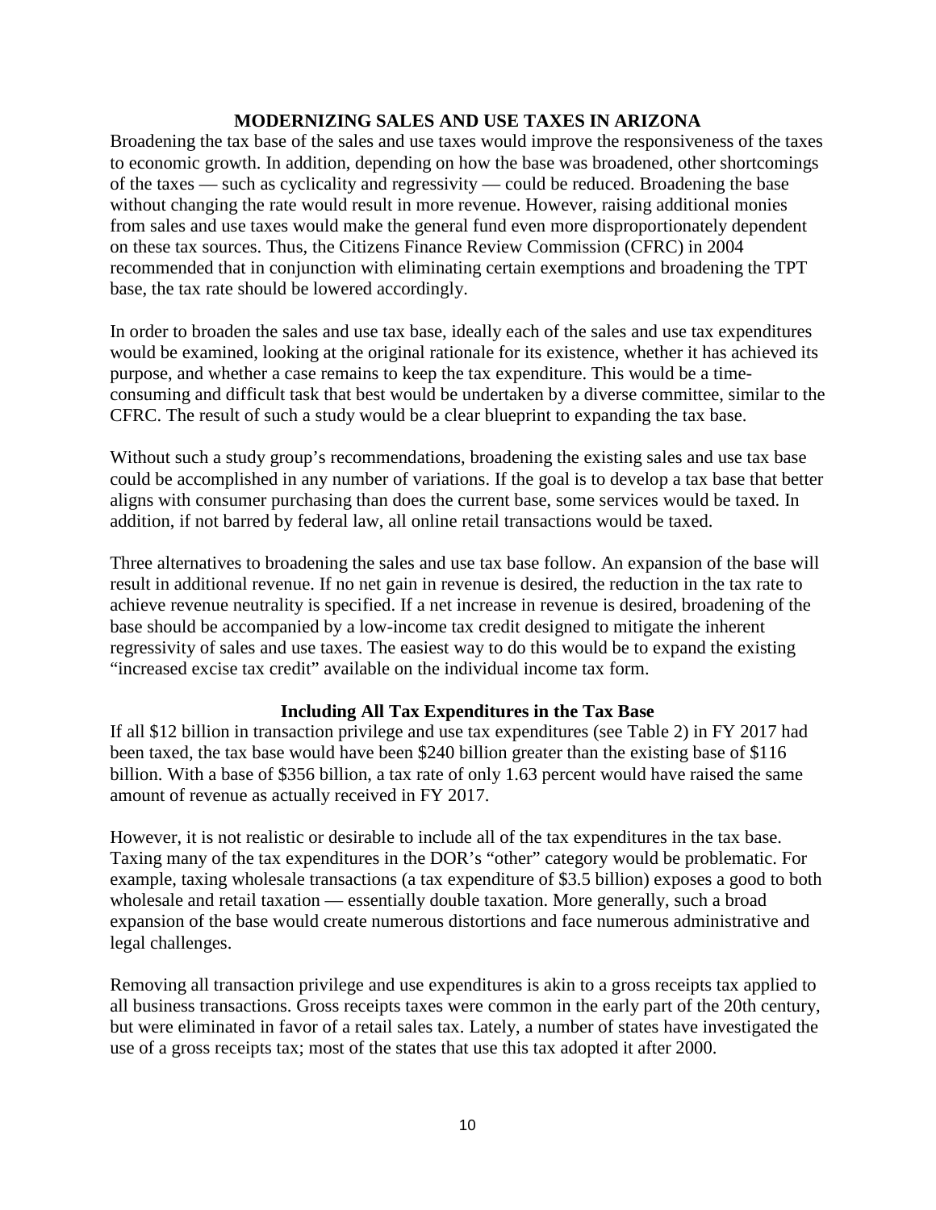## MODERNIZING SALES AND USE TAXES IN ARIZONA

Broadening the tax base of the sales and use taxes would improve the responsiveness of the taxes to economic growth. In addition, depending on how the base was broadened, other shortcomings of the taxes — such as cyclicality and regressivity — could be reduced. Broadening the base without changing the rate would result in more revenue. However, raising additional monies from sales and use taxes would make the general fund even more disproportionately dependent on these tax sources. Thus, the Citizens Finance Review Commission (CFRC) in 2004 recommended that in conjunction with eliminating certain exemptions and broadening the TPT base, the tax rate should be lowered accordingly.

In order to broaden the sales and use tax base, ideally each of the sales and use tax expenditures would be examined, looking at the original rationale for its existence, whether it has achieved its purpose, and whether a case remains to keep the tax expenditure. This would be a time-consuming and difficult task that best would be undertaken by a diverse committee, similar to the CFRC. The result of such a study would be a clear blueprint to expanding the tax base.

Without such a study group's recommendations, broadening the existing sales and use tax base could be accomplished in any number of variations. If the goal is to develop a tax base that better aligns with consumer purchasing than does the current base, some services would be taxed. In addition, if not barred by federal law, all online retail transactions would be taxed.

Three alternatives to broadening the sales and use tax base follow. An expansion of the base will result in additional revenue. If no net gain in revenue is desired, the reduction in the tax rate to achieve revenue neutrality is specified. If a net increase in revenue is desired, broadening of the base should be accompanied by a low-income tax credit designed to mitigate the inherent regressivity of sales and use taxes. The easiest way to do this would be to expand the existing "increased excise tax credit" available on the individual income tax form.

### Including All Tax Expenditures in the Tax Base

If all $12 billion in transaction privilege and use tax expenditures (see Table 2) in FY 2017 had been taxed, the tax base would have been $240 billion greater than the existing base of $116 billion. With a base of $356 billion, a tax rate of only 1.63 percent would have raised the same amount of revenue as actually received in FY 2017.

However, it is not realistic or desirable to include all of the tax expenditures in the tax base. Taxing many of the tax expenditures in the DOR's "other" category would be problematic. For example, taxing wholesale transactions (a tax expenditure of $3.5 billion) exposes a good to both wholesale and retail taxation — essentially double taxation. More generally, such a broad expansion of the base would create numerous distortions and face numerous administrative and legal challenges.

Removing all transaction privilege and use expenditures is akin to a gross receipts tax applied to all business transactions. Gross receipts taxes were common in the early part of the 20th century, but were eliminated in favor of a retail sales tax. Lately, a number of states have investigated the use of a gross receipts tax; most of the states that use this tax adopted it after 2000.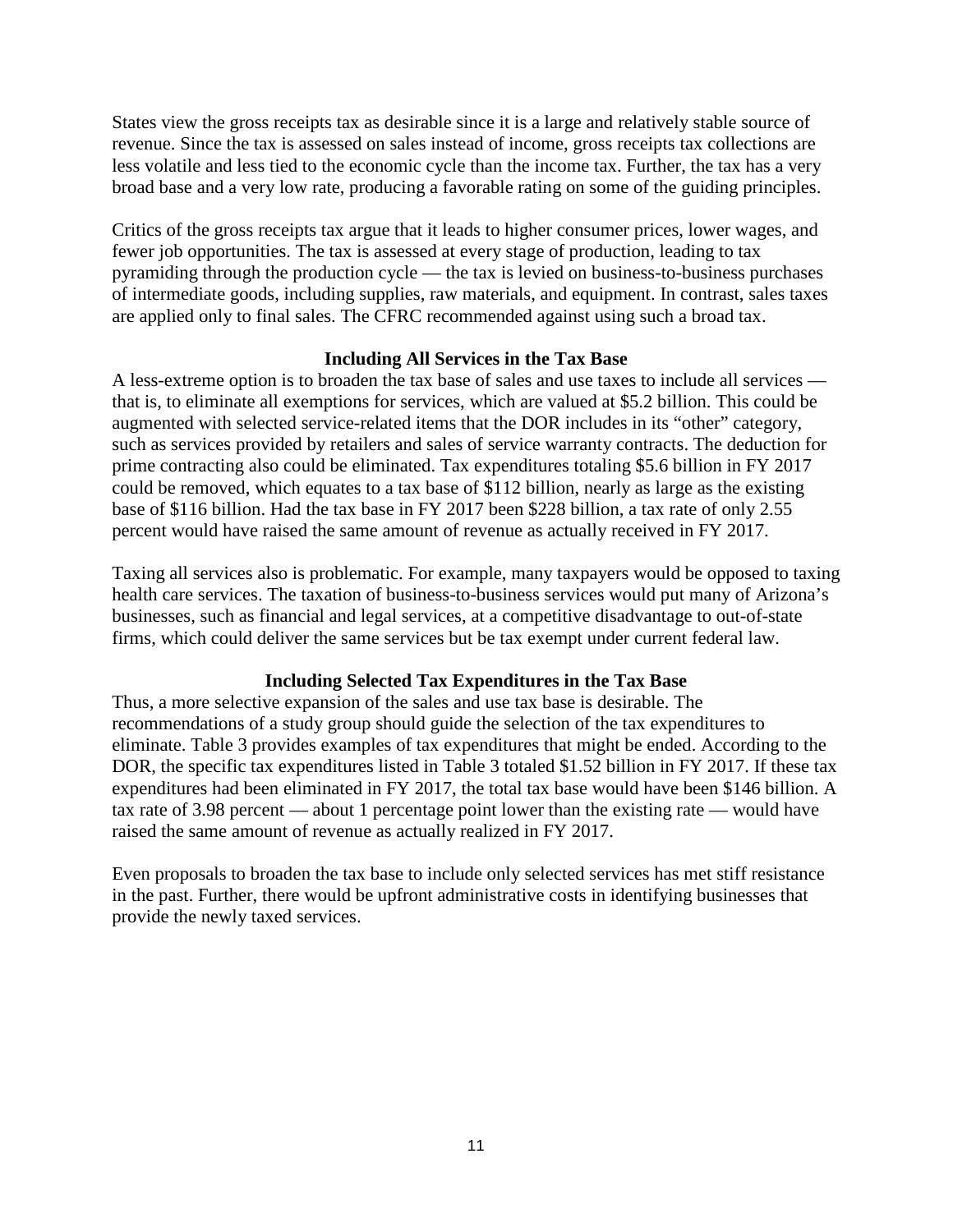States view the gross receipts tax as desirable since it is a large and relatively stable source of revenue. Since the tax is assessed on sales instead of income, gross receipts tax collections are less volatile and less tied to the economic cycle than the income tax. Further, the tax has a very broad base and a very low rate, producing a favorable rating on some of the guiding principles.

Critics of the gross receipts tax argue that it leads to higher consumer prices, lower wages, and fewer job opportunities. The tax is assessed at every stage of production, leading to tax pyramiding through the production cycle — the tax is levied on business-to-business purchases of intermediate goods, including supplies, raw materials, and equipment. In contrast, sales taxes are applied only to final sales. The CFRC recommended against using such a broad tax.

### Including All Services in the Tax Base

A less-extreme option is to broaden the tax base of sales and use taxes to include all services — that is, to eliminate all exemptions for services, which are valued at $5.2 billion. This could be augmented with selected service-related items that the DOR includes in its "other" category, such as services provided by retailers and sales of service warranty contracts. The deduction for prime contracting also could be eliminated. Tax expenditures totaling $5.6 billion in FY 2017 could be removed, which equates to a tax base of $112 billion, nearly as large as the existing base of $116 billion. Had the tax base in FY 2017 been $228 billion, a tax rate of only 2.55 percent would have raised the same amount of revenue as actually received in FY 2017.

Taxing all services also is problematic. For example, many taxpayers would be opposed to taxing health care services. The taxation of business-to-business services would put many of Arizona's businesses, such as financial and legal services, at a competitive disadvantage to out-of-state firms, which could deliver the same services but be tax exempt under current federal law.

### Including Selected Tax Expenditures in the Tax Base

Thus, a more selective expansion of the sales and use tax base is desirable. The recommendations of a study group should guide the selection of the tax expenditures to eliminate. Table 3 provides examples of tax expenditures that might be ended. According to the DOR, the specific tax expenditures listed in Table 3 totaled $1.52 billion in FY 2017. If these tax expenditures had been eliminated in FY 2017, the total tax base would have been $146 billion. A tax rate of 3.98 percent — about 1 percentage point lower than the existing rate — would have raised the same amount of revenue as actually realized in FY 2017.

Even proposals to broaden the tax base to include only selected services has met stiff resistance in the past. Further, there would be upfront administrative costs in identifying businesses that provide the newly taxed services.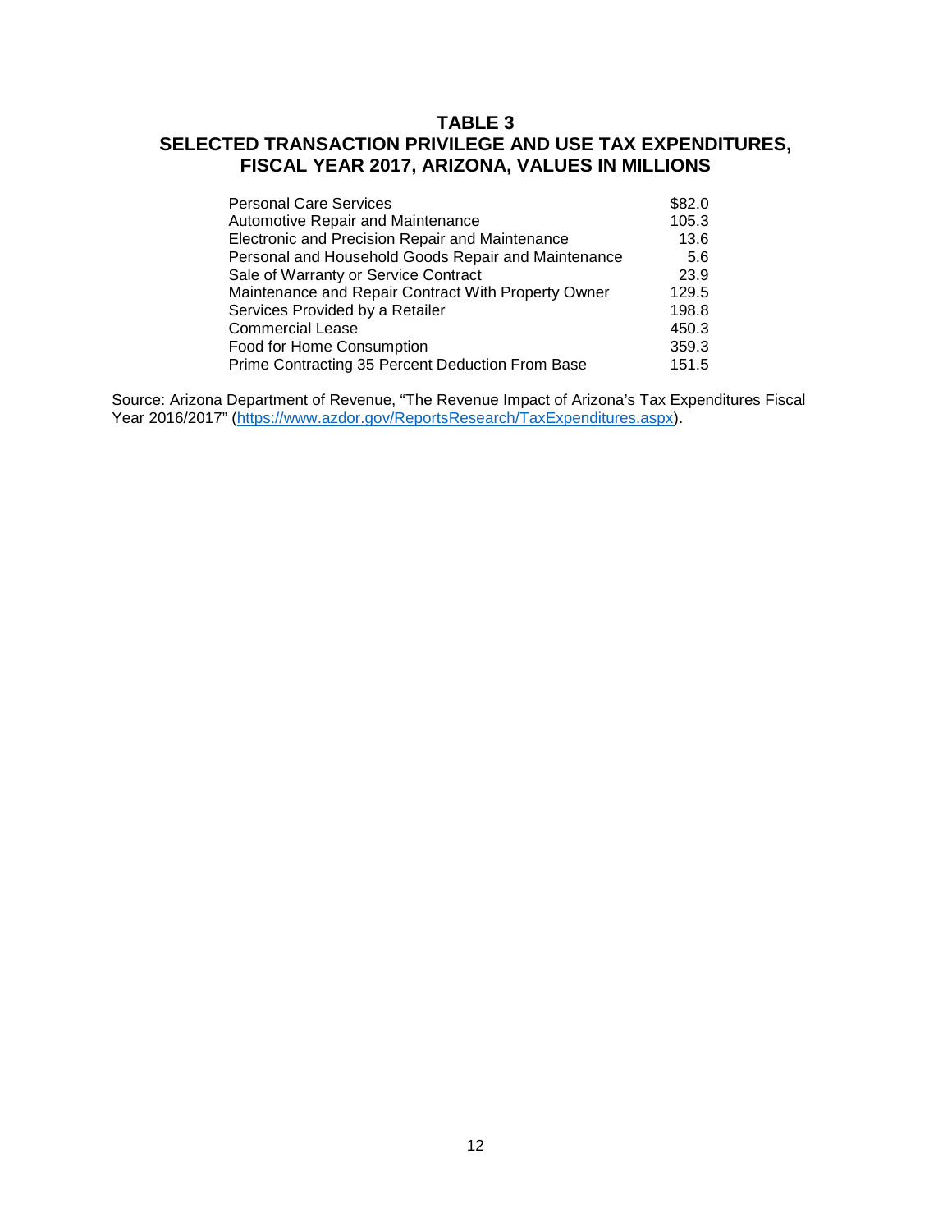# TABLE 3
# SELECTED TRANSACTION PRIVILEGE AND USE TAX EXPENDITURES, FISCAL YEAR 2017, ARIZONA, VALUES IN MILLIONS

| | |
|---|---|
| Personal Care Services | $82.0 |
| Automotive Repair and Maintenance | 105.3 |
| Electronic and Precision Repair and Maintenance | 13.6 |
| Personal and Household Goods Repair and Maintenance | 5.6 |
| Sale of Warranty or Service Contract | 23.9 |
| Maintenance and Repair Contract With Property Owner | 129.5 |
| Services Provided by a Retailer | 198.8 |
| Commercial Lease | 450.3 |
| Food for Home Consumption | 359.3 |
| Prime Contracting 35 Percent Deduction From Base | 151.5 |

Source: Arizona Department of Revenue, "The Revenue Impact of Arizona's Tax Expenditures Fiscal Year 2016/2017" (https://www.azdor.gov/ReportsResearch/TaxExpenditures.aspx).